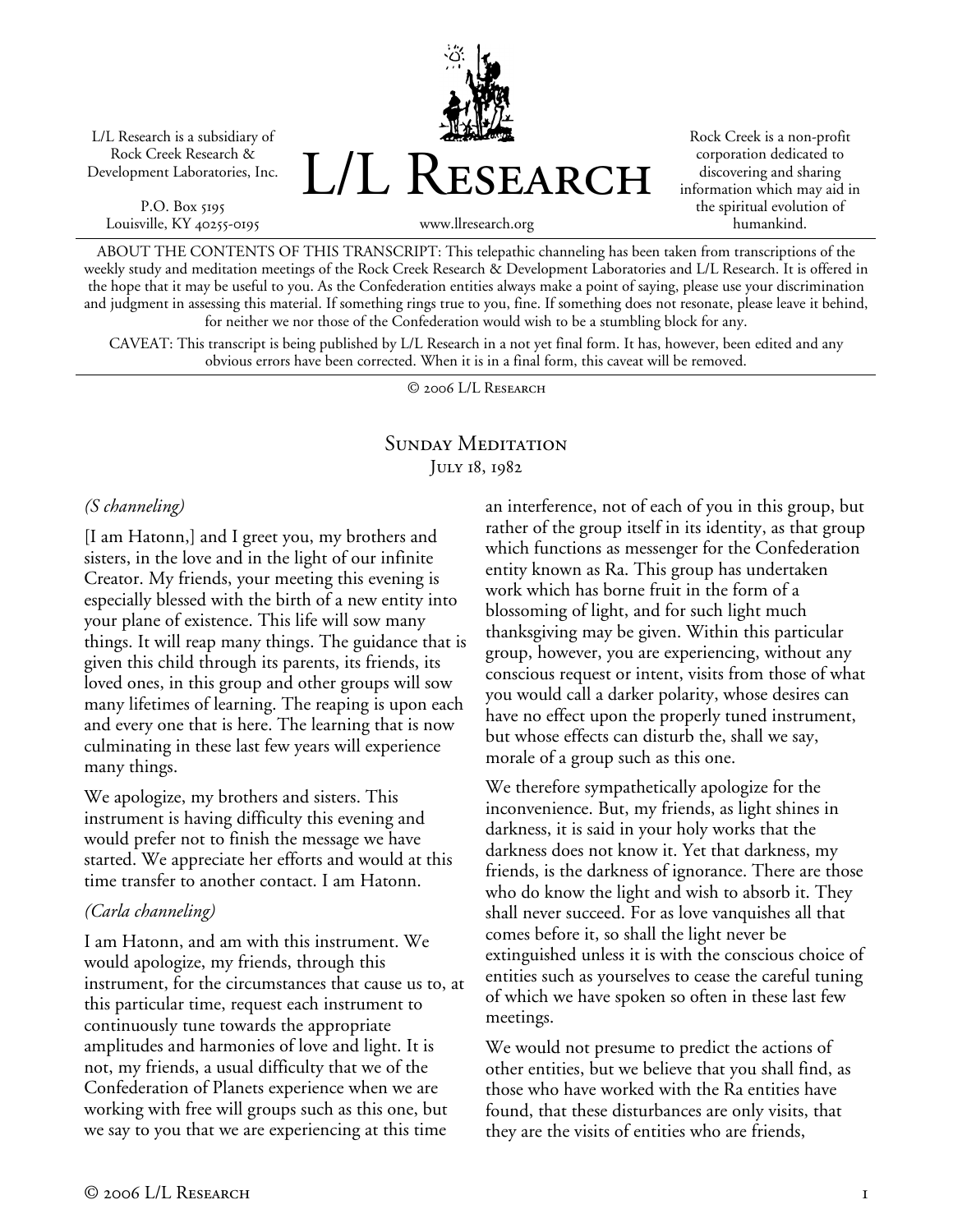L/L Research is a subsidiary of Rock Creek Research & Development Laboratories, Inc.

P.O. Box 5195
Louisville, KY 40255-0195

# L/L Research

www.llresearch.org

Rock Creek is a non-profit corporation dedicated to discovering and sharing information which may aid in the spiritual evolution of humankind.

ABOUT THE CONTENTS OF THIS TRANSCRIPT: This telepathic channeling has been taken from transcriptions of the weekly study and meditation meetings of the Rock Creek Research & Development Laboratories and L/L Research. It is offered in the hope that it may be useful to you. As the Confederation entities always make a point of saying, please use your discrimination and judgment in assessing this material. If something rings true to you, fine. If something does not resonate, please leave it behind, for neither we nor those of the Confederation would wish to be a stumbling block for any.

CAVEAT: This transcript is being published by L/L Research in a not yet final form. It has, however, been edited and any obvious errors have been corrected. When it is in a final form, this caveat will be removed.

© 2006 L/L Research

## Sunday Meditation
July 18, 1982

*(S channeling)*

[I am Hatonn,] and I greet you, my brothers and sisters, in the love and in the light of our infinite Creator. My friends, your meeting this evening is especially blessed with the birth of a new entity into your plane of existence. This life will sow many things. It will reap many things. The guidance that is given this child through its parents, its friends, its loved ones, in this group and other groups will sow many lifetimes of learning. The reaping is upon each and every one that is here. The learning that is now culminating in these last few years will experience many things.

We apologize, my brothers and sisters. This instrument is having difficulty this evening and would prefer not to finish the message we have started. We appreciate her efforts and would at this time transfer to another contact. I am Hatonn.

*(Carla channeling)*

I am Hatonn, and am with this instrument. We would apologize, my friends, through this instrument, for the circumstances that cause us to, at this particular time, request each instrument to continuously tune towards the appropriate amplitudes and harmonies of love and light. It is not, my friends, a usual difficulty that we of the Confederation of Planets experience when we are working with free will groups such as this one, but we say to you that we are experiencing at this time an interference, not of each of you in this group, but rather of the group itself in its identity, as that group which functions as messenger for the Confederation entity known as Ra. This group has undertaken work which has borne fruit in the form of a blossoming of light, and for such light much thanksgiving may be given. Within this particular group, however, you are experiencing, without any conscious request or intent, visits from those of what you would call a darker polarity, whose desires can have no effect upon the properly tuned instrument, but whose effects can disturb the, shall we say, morale of a group such as this one.

We therefore sympathetically apologize for the inconvenience. But, my friends, as light shines in darkness, it is said in your holy works that the darkness does not know it. Yet that darkness, my friends, is the darkness of ignorance. There are those who do know the light and wish to absorb it. They shall never succeed. For as love vanquishes all that comes before it, so shall the light never be extinguished unless it is with the conscious choice of entities such as yourselves to cease the careful tuning of which we have spoken so often in these last few meetings.

We would not presume to predict the actions of other entities, but we believe that you shall find, as those who have worked with the Ra entities have found, that these disturbances are only visits, that they are the visits of entities who are friends,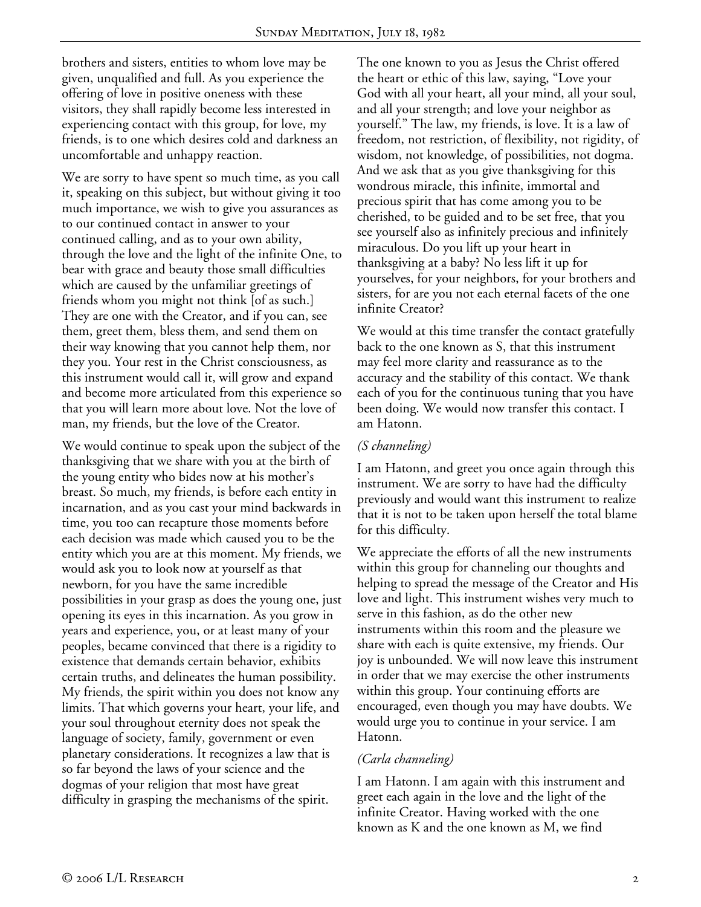brothers and sisters, entities to whom love may be given, unqualified and full. As you experience the offering of love in positive oneness with these visitors, they shall rapidly become less interested in experiencing contact with this group, for love, my friends, is to one which desires cold and darkness an uncomfortable and unhappy reaction.

We are sorry to have spent so much time, as you call it, speaking on this subject, but without giving it too much importance, we wish to give you assurances as to our continued contact in answer to your continued calling, and as to your own ability, through the love and the light of the infinite One, to bear with grace and beauty those small difficulties which are caused by the unfamiliar greetings of friends whom you might not think [of as such.] They are one with the Creator, and if you can, see them, greet them, bless them, and send them on their way knowing that you cannot help them, nor they you. Your rest in the Christ consciousness, as this instrument would call it, will grow and expand and become more articulated from this experience so that you will learn more about love. Not the love of man, my friends, but the love of the Creator.

We would continue to speak upon the subject of the thanksgiving that we share with you at the birth of the young entity who bides now at his mother's breast. So much, my friends, is before each entity in incarnation, and as you cast your mind backwards in time, you too can recapture those moments before each decision was made which caused you to be the entity which you are at this moment. My friends, we would ask you to look now at yourself as that newborn, for you have the same incredible possibilities in your grasp as does the young one, just opening its eyes in this incarnation. As you grow in years and experience, you, or at least many of your peoples, became convinced that there is a rigidity to existence that demands certain behavior, exhibits certain truths, and delineates the human possibility. My friends, the spirit within you does not know any limits. That which governs your heart, your life, and your soul throughout eternity does not speak the language of society, family, government or even planetary considerations. It recognizes a law that is so far beyond the laws of your science and the dogmas of your religion that most have great difficulty in grasping the mechanisms of the spirit.

The one known to you as Jesus the Christ offered the heart or ethic of this law, saying, "Love your God with all your heart, all your mind, all your soul, and all your strength; and love your neighbor as yourself." The law, my friends, is love. It is a law of freedom, not restriction, of flexibility, not rigidity, of wisdom, not knowledge, of possibilities, not dogma. And we ask that as you give thanksgiving for this wondrous miracle, this infinite, immortal and precious spirit that has come among you to be cherished, to be guided and to be set free, that you see yourself also as infinitely precious and infinitely miraculous. Do you lift up your heart in thanksgiving at a baby? No less lift it up for yourselves, for your neighbors, for your brothers and sisters, for are you not each eternal facets of the one infinite Creator?

We would at this time transfer the contact gratefully back to the one known as S, that this instrument may feel more clarity and reassurance as to the accuracy and the stability of this contact. We thank each of you for the continuous tuning that you have been doing. We would now transfer this contact. I am Hatonn.

*(S channeling)*

I am Hatonn, and greet you once again through this instrument. We are sorry to have had the difficulty previously and would want this instrument to realize that it is not to be taken upon herself the total blame for this difficulty.

We appreciate the efforts of all the new instruments within this group for channeling our thoughts and helping to spread the message of the Creator and His love and light. This instrument wishes very much to serve in this fashion, as do the other new instruments within this room and the pleasure we share with each is quite extensive, my friends. Our joy is unbounded. We will now leave this instrument in order that we may exercise the other instruments within this group. Your continuing efforts are encouraged, even though you may have doubts. We would urge you to continue in your service. I am Hatonn.

*(Carla channeling)*

I am Hatonn. I am again with this instrument and greet each again in the love and the light of the infinite Creator. Having worked with the one known as K and the one known as M, we find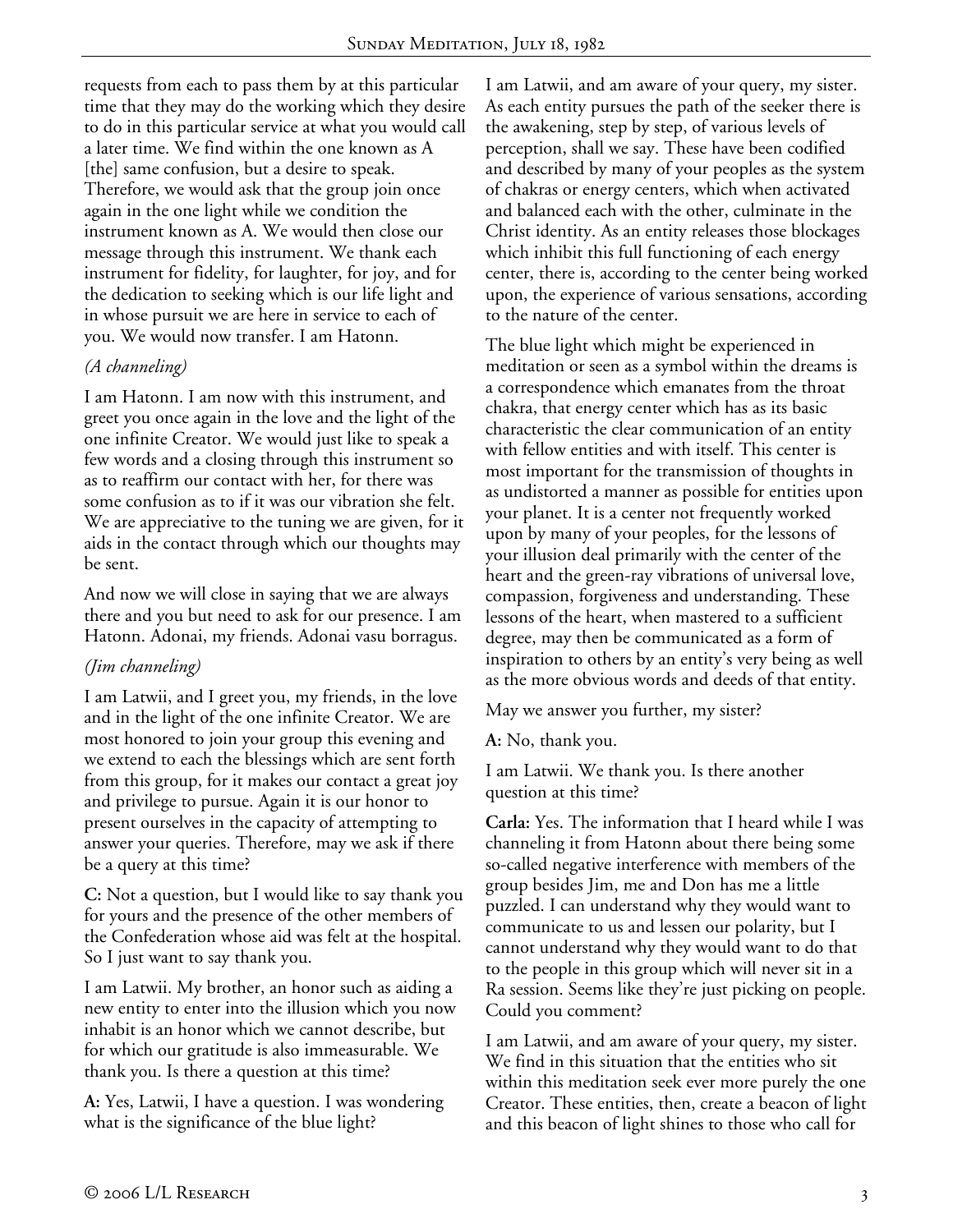requests from each to pass them by at this particular time that they may do the working which they desire to do in this particular service at what you would call a later time. We find within the one known as A [the] same confusion, but a desire to speak. Therefore, we would ask that the group join once again in the one light while we condition the instrument known as A. We would then close our message through this instrument. We thank each instrument for fidelity, for laughter, for joy, and for the dedication to seeking which is our life light and in whose pursuit we are here in service to each of you. We would now transfer. I am Hatonn.

*(A channeling)*

I am Hatonn. I am now with this instrument, and greet you once again in the love and the light of the one infinite Creator. We would just like to speak a few words and a closing through this instrument so as to reaffirm our contact with her, for there was some confusion as to if it was our vibration she felt. We are appreciative to the tuning we are given, for it aids in the contact through which our thoughts may be sent.

And now we will close in saying that we are always there and you but need to ask for our presence. I am Hatonn. Adonai, my friends. Adonai vasu borragus.

*(Jim channeling)*

I am Latwii, and I greet you, my friends, in the love and in the light of the one infinite Creator. We are most honored to join your group this evening and we extend to each the blessings which are sent forth from this group, for it makes our contact a great joy and privilege to pursue. Again it is our honor to present ourselves in the capacity of attempting to answer your queries. Therefore, may we ask if there be a query at this time?

**C:** Not a question, but I would like to say thank you for yours and the presence of the other members of the Confederation whose aid was felt at the hospital. So I just want to say thank you.

I am Latwii. My brother, an honor such as aiding a new entity to enter into the illusion which you now inhabit is an honor which we cannot describe, but for which our gratitude is also immeasurable. We thank you. Is there a question at this time?

**A:** Yes, Latwii, I have a question. I was wondering what is the significance of the blue light?

I am Latwii, and am aware of your query, my sister. As each entity pursues the path of the seeker there is the awakening, step by step, of various levels of perception, shall we say. These have been codified and described by many of your peoples as the system of chakras or energy centers, which when activated and balanced each with the other, culminate in the Christ identity. As an entity releases those blockages which inhibit this full functioning of each energy center, there is, according to the center being worked upon, the experience of various sensations, according to the nature of the center.

The blue light which might be experienced in meditation or seen as a symbol within the dreams is a correspondence which emanates from the throat chakra, that energy center which has as its basic characteristic the clear communication of an entity with fellow entities and with itself. This center is most important for the transmission of thoughts in as undistorted a manner as possible for entities upon your planet. It is a center not frequently worked upon by many of your peoples, for the lessons of your illusion deal primarily with the center of the heart and the green-ray vibrations of universal love, compassion, forgiveness and understanding. These lessons of the heart, when mastered to a sufficient degree, may then be communicated as a form of inspiration to others by an entity's very being as well as the more obvious words and deeds of that entity.

May we answer you further, my sister?

**A:** No, thank you.

I am Latwii. We thank you. Is there another question at this time?

**Carla:** Yes. The information that I heard while I was channeling it from Hatonn about there being some so-called negative interference with members of the group besides Jim, me and Don has me a little puzzled. I can understand why they would want to communicate to us and lessen our polarity, but I cannot understand why they would want to do that to the people in this group which will never sit in a Ra session. Seems like they're just picking on people. Could you comment?

I am Latwii, and am aware of your query, my sister. We find in this situation that the entities who sit within this meditation seek ever more purely the one Creator. These entities, then, create a beacon of light and this beacon of light shines to those who call for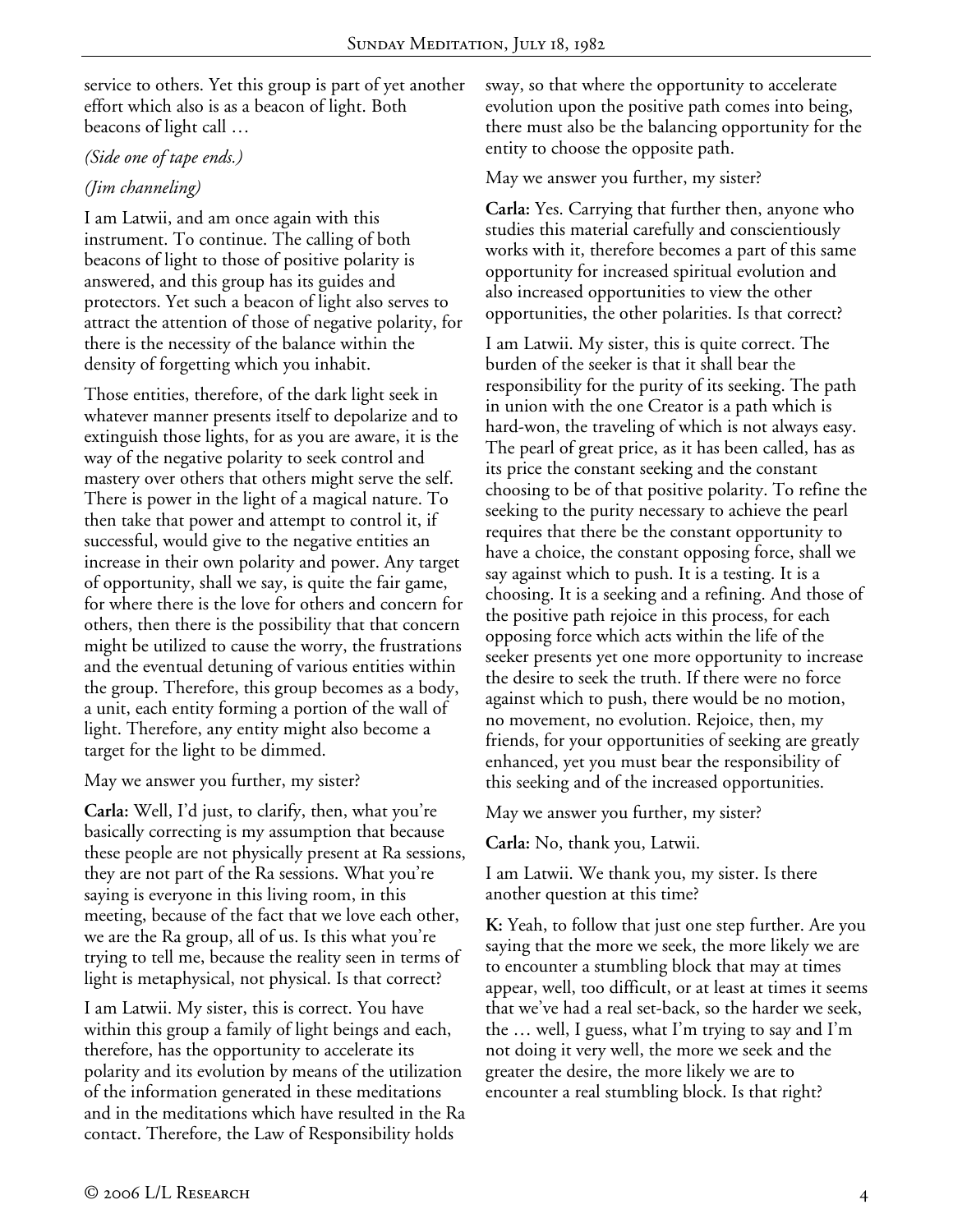service to others. Yet this group is part of yet another effort which also is as a beacon of light. Both beacons of light call …

*(Side one of tape ends.)*

*(Jim channeling)*

I am Latwii, and am once again with this instrument. To continue. The calling of both beacons of light to those of positive polarity is answered, and this group has its guides and protectors. Yet such a beacon of light also serves to attract the attention of those of negative polarity, for there is the necessity of the balance within the density of forgetting which you inhabit.

Those entities, therefore, of the dark light seek in whatever manner presents itself to depolarize and to extinguish those lights, for as you are aware, it is the way of the negative polarity to seek control and mastery over others that others might serve the self. There is power in the light of a magical nature. To then take that power and attempt to control it, if successful, would give to the negative entities an increase in their own polarity and power. Any target of opportunity, shall we say, is quite the fair game, for where there is the love for others and concern for others, then there is the possibility that that concern might be utilized to cause the worry, the frustrations and the eventual detuning of various entities within the group. Therefore, this group becomes as a body, a unit, each entity forming a portion of the wall of light. Therefore, any entity might also become a target for the light to be dimmed.

May we answer you further, my sister?

**Carla:** Well, I'd just, to clarify, then, what you're basically correcting is my assumption that because these people are not physically present at Ra sessions, they are not part of the Ra sessions. What you're saying is everyone in this living room, in this meeting, because of the fact that we love each other, we are the Ra group, all of us. Is this what you're trying to tell me, because the reality seen in terms of light is metaphysical, not physical. Is that correct?

I am Latwii. My sister, this is correct. You have within this group a family of light beings and each, therefore, has the opportunity to accelerate its polarity and its evolution by means of the utilization of the information generated in these meditations and in the meditations which have resulted in the Ra contact. Therefore, the Law of Responsibility holds sway, so that where the opportunity to accelerate evolution upon the positive path comes into being, there must also be the balancing opportunity for the entity to choose the opposite path.

May we answer you further, my sister?

**Carla:** Yes. Carrying that further then, anyone who studies this material carefully and conscientiously works with it, therefore becomes a part of this same opportunity for increased spiritual evolution and also increased opportunities to view the other opportunities, the other polarities. Is that correct?

I am Latwii. My sister, this is quite correct. The burden of the seeker is that it shall bear the responsibility for the purity of its seeking. The path in union with the one Creator is a path which is hard-won, the traveling of which is not always easy. The pearl of great price, as it has been called, has as its price the constant seeking and the constant choosing to be of that positive polarity. To refine the seeking to the purity necessary to achieve the pearl requires that there be the constant opportunity to have a choice, the constant opposing force, shall we say against which to push. It is a testing. It is a choosing. It is a seeking and a refining. And those of the positive path rejoice in this process, for each opposing force which acts within the life of the seeker presents yet one more opportunity to increase the desire to seek the truth. If there were no force against which to push, there would be no motion, no movement, no evolution. Rejoice, then, my friends, for your opportunities of seeking are greatly enhanced, yet you must bear the responsibility of this seeking and of the increased opportunities.

May we answer you further, my sister?

**Carla:** No, thank you, Latwii.

I am Latwii. We thank you, my sister. Is there another question at this time?

**K:** Yeah, to follow that just one step further. Are you saying that the more we seek, the more likely we are to encounter a stumbling block that may at times appear, well, too difficult, or at least at times it seems that we've had a real set-back, so the harder we seek, the … well, I guess, what I'm trying to say and I'm not doing it very well, the more we seek and the greater the desire, the more likely we are to encounter a real stumbling block. Is that right?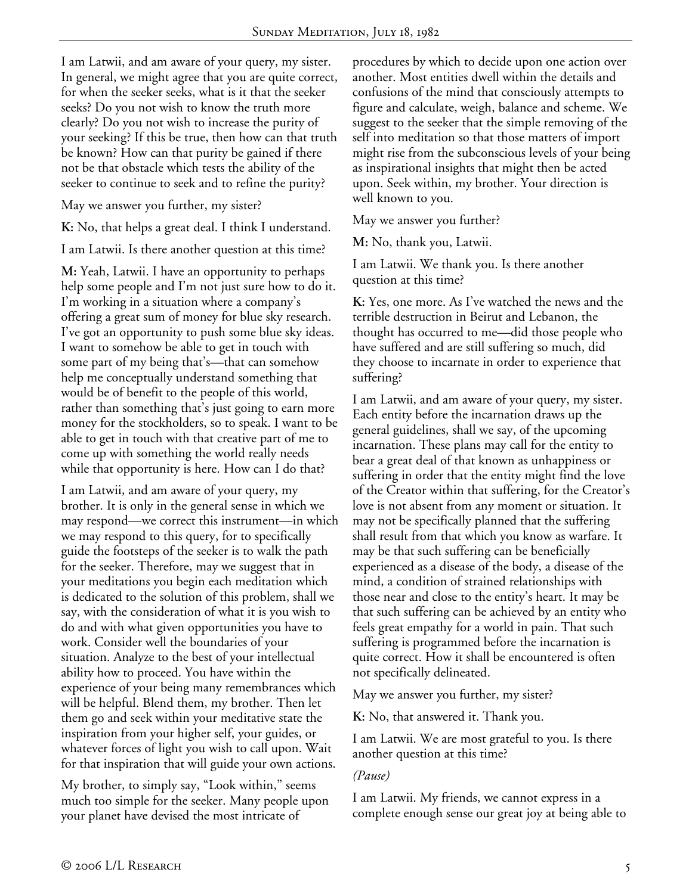I am Latwii, and am aware of your query, my sister. In general, we might agree that you are quite correct, for when the seeker seeks, what is it that the seeker seeks? Do you not wish to know the truth more clearly? Do you not wish to increase the purity of your seeking? If this be true, then how can that truth be known? How can that purity be gained if there not be that obstacle which tests the ability of the seeker to continue to seek and to refine the purity?

May we answer you further, my sister?

**K:** No, that helps a great deal. I think I understand.

I am Latwii. Is there another question at this time?

**M:** Yeah, Latwii. I have an opportunity to perhaps help some people and I'm not just sure how to do it. I'm working in a situation where a company's offering a great sum of money for blue sky research. I've got an opportunity to push some blue sky ideas. I want to somehow be able to get in touch with some part of my being that's—that can somehow help me conceptually understand something that would be of benefit to the people of this world, rather than something that's just going to earn more money for the stockholders, so to speak. I want to be able to get in touch with that creative part of me to come up with something the world really needs while that opportunity is here. How can I do that?

I am Latwii, and am aware of your query, my brother. It is only in the general sense in which we may respond—we correct this instrument—in which we may respond to this query, for to specifically guide the footsteps of the seeker is to walk the path for the seeker. Therefore, may we suggest that in your meditations you begin each meditation which is dedicated to the solution of this problem, shall we say, with the consideration of what it is you wish to do and with what given opportunities you have to work. Consider well the boundaries of your situation. Analyze to the best of your intellectual ability how to proceed. You have within the experience of your being many remembrances which will be helpful. Blend them, my brother. Then let them go and seek within your meditative state the inspiration from your higher self, your guides, or whatever forces of light you wish to call upon. Wait for that inspiration that will guide your own actions.

My brother, to simply say, "Look within," seems much too simple for the seeker. Many people upon your planet have devised the most intricate of procedures by which to decide upon one action over another. Most entities dwell within the details and confusions of the mind that consciously attempts to figure and calculate, weigh, balance and scheme. We suggest to the seeker that the simple removing of the self into meditation so that those matters of import might rise from the subconscious levels of your being as inspirational insights that might then be acted upon. Seek within, my brother. Your direction is well known to you.

May we answer you further?

**M:** No, thank you, Latwii.

I am Latwii. We thank you. Is there another question at this time?

**K:** Yes, one more. As I've watched the news and the terrible destruction in Beirut and Lebanon, the thought has occurred to me—did those people who have suffered and are still suffering so much, did they choose to incarnate in order to experience that suffering?

I am Latwii, and am aware of your query, my sister. Each entity before the incarnation draws up the general guidelines, shall we say, of the upcoming incarnation. These plans may call for the entity to bear a great deal of that known as unhappiness or suffering in order that the entity might find the love of the Creator within that suffering, for the Creator's love is not absent from any moment or situation. It may not be specifically planned that the suffering shall result from that which you know as warfare. It may be that such suffering can be beneficially experienced as a disease of the body, a disease of the mind, a condition of strained relationships with those near and close to the entity's heart. It may be that such suffering can be achieved by an entity who feels great empathy for a world in pain. That such suffering is programmed before the incarnation is quite correct. How it shall be encountered is often not specifically delineated.

May we answer you further, my sister?

**K:** No, that answered it. Thank you.

I am Latwii. We are most grateful to you. Is there another question at this time?

*(Pause)*

I am Latwii. My friends, we cannot express in a complete enough sense our great joy at being able to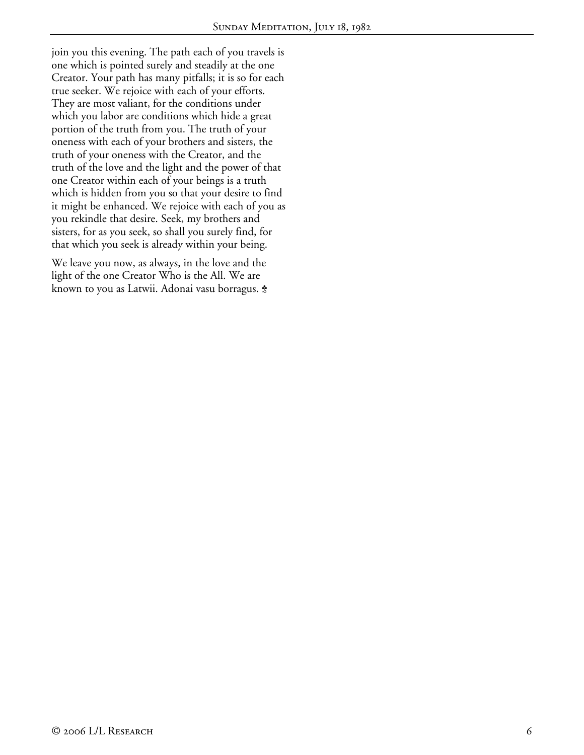join you this evening. The path each of you travels is one which is pointed surely and steadily at the one Creator. Your path has many pitfalls; it is so for each true seeker. We rejoice with each of your efforts. They are most valiant, for the conditions under which you labor are conditions which hide a great portion of the truth from you. The truth of your oneness with each of your brothers and sisters, the truth of your oneness with the Creator, and the truth of the love and the light and the power of that one Creator within each of your beings is a truth which is hidden from you so that your desire to find it might be enhanced. We rejoice with each of you as you rekindle that desire. Seek, my brothers and sisters, for as you seek, so shall you surely find, for that which you seek is already within your being.

We leave you now, as always, in the love and the light of the one Creator Who is the All. We are known to you as Latwii. Adonai vasu borragus. ♣